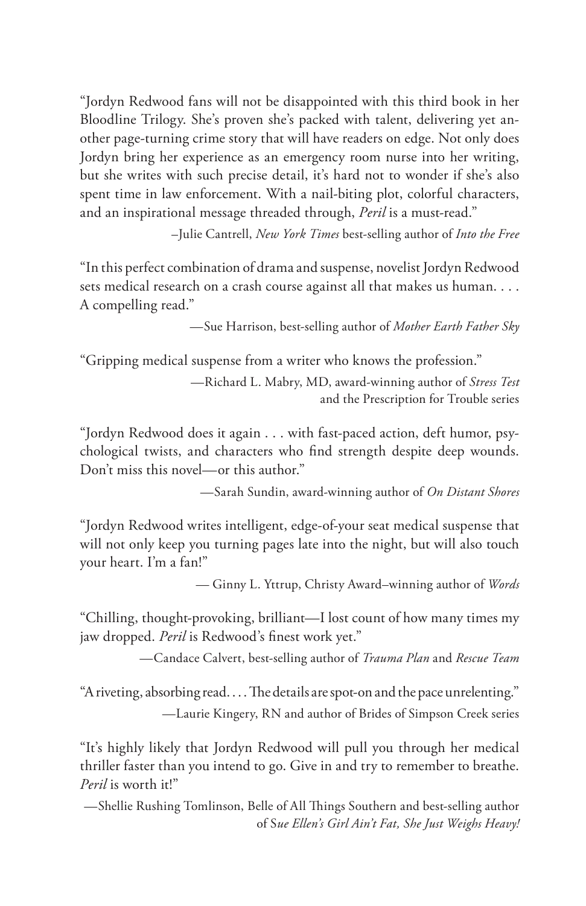"Jordyn Redwood fans will not be disappointed with this third book in her Bloodline Trilogy. She's proven she's packed with talent, delivering yet another page-turning crime story that will have readers on edge. Not only does Jordyn bring her experience as an emergency room nurse into her writing, but she writes with such precise detail, it's hard not to wonder if she's also spent time in law enforcement. With a nail-biting plot, colorful characters, and an inspirational message threaded through, *Peril* is a must-read."

–Julie Cantrell, *New York Times* best-selling author of *Into the Free*

"In this perfect combination of drama and suspense, novelist Jordyn Redwood sets medical research on a crash course against all that makes us human. . . . A compelling read."

—Sue Harrison, best-selling author of *Mother Earth Father Sky*

"Gripping medical suspense from a writer who knows the profession."

—Richard L. Mabry, MD, award-winning author of *Stress Test* and the Prescription for Trouble series

"Jordyn Redwood does it again . . . with fast-paced action, deft humor, psychological twists, and characters who find strength despite deep wounds. Don't miss this novel—or this author."

—Sarah Sundin, award-winning author of *On Distant Shores*

"Jordyn Redwood writes intelligent, edge-of-your seat medical suspense that will not only keep you turning pages late into the night, but will also touch your heart. I'm a fan!"

— Ginny L. Yttrup, Christy Award–winning author of *Words*

"Chilling, thought-provoking, brilliant—I lost count of how many times my jaw dropped. *Peril* is Redwood's finest work yet."

—Candace Calvert, best-selling author of *Trauma Plan* and *Rescue Team*

"A riveting, absorbing read. . . . The details are spot-on and the pace unrelenting."

—Laurie Kingery, RN and author of Brides of Simpson Creek series

"It's highly likely that Jordyn Redwood will pull you through her medical thriller faster than you intend to go. Give in and try to remember to breathe. *Peril* is worth it!"

—Shellie Rushing Tomlinson, Belle of All Things Southern and best-selling author of S*ue Ellen's Girl Ain't Fat, She Just Weighs Heavy!*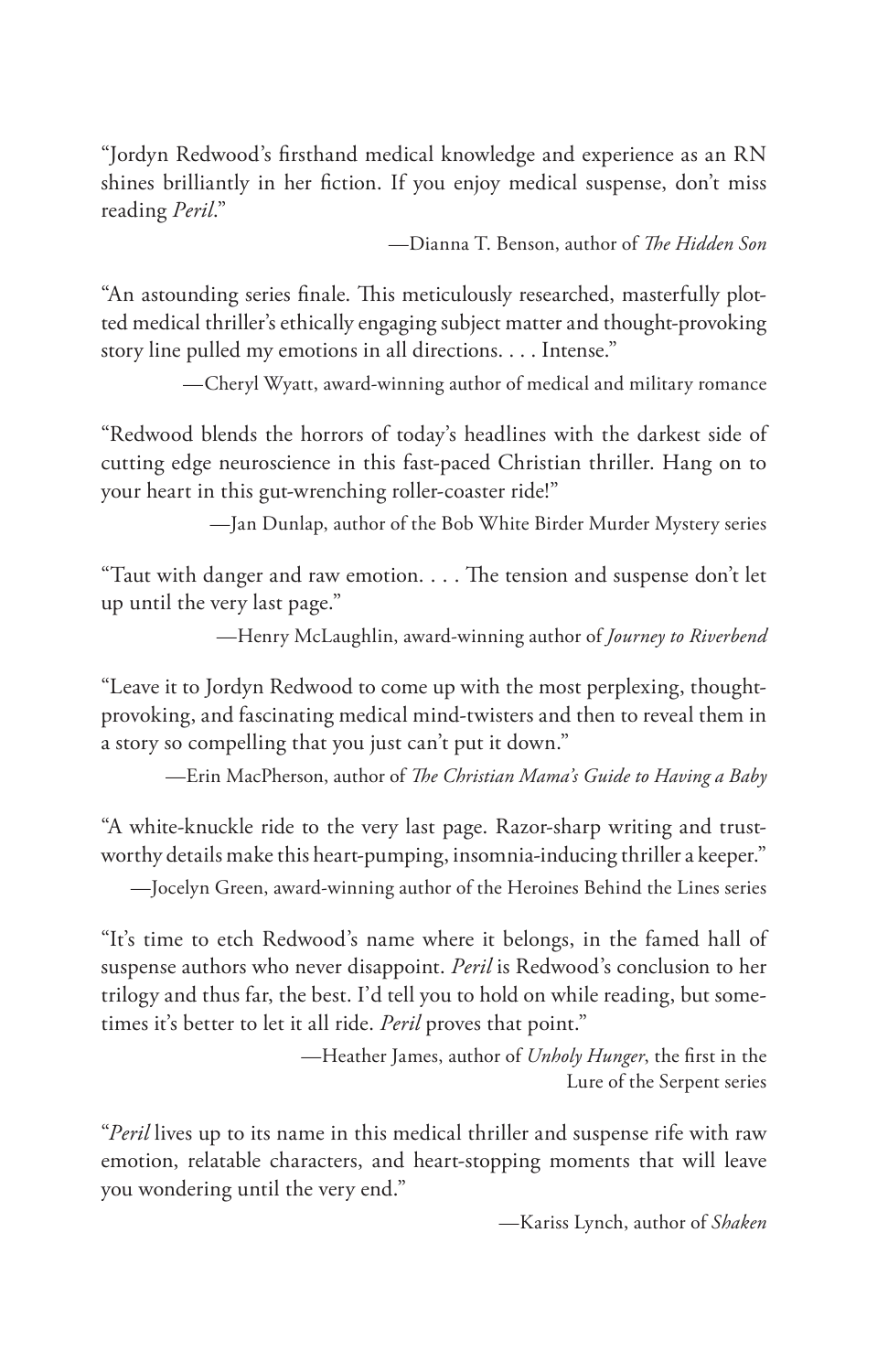"Jordyn Redwood's firsthand medical knowledge and experience as an RN shines brilliantly in her fiction. If you enjoy medical suspense, don't miss reading *Peril*."

—Dianna T. Benson, author of *The Hidden Son*

"An astounding series finale. This meticulously researched, masterfully plotted medical thriller's ethically engaging subject matter and thought-provoking story line pulled my emotions in all directions. . . . Intense."

—Cheryl Wyatt, award-winning author of medical and military romance

"Redwood blends the horrors of today's headlines with the darkest side of cutting edge neuroscience in this fast-paced Christian thriller. Hang on to your heart in this gut-wrenching roller-coaster ride!"

—Jan Dunlap, author of the Bob White Birder Murder Mystery series

"Taut with danger and raw emotion. . . . The tension and suspense don't let up until the very last page."

—Henry McLaughlin, award-winning author of *Journey to Riverbend*

"Leave it to Jordyn Redwood to come up with the most perplexing, thought-provoking, and fascinating medical mind-twisters and then to reveal them in a story so compelling that you just can't put it down."

—Erin MacPherson, author of *The Christian Mama's Guide to Having a Baby*

"A white-knuckle ride to the very last page. Razor-sharp writing and trustworthy details make this heart-pumping, insomnia-inducing thriller a keeper."

—Jocelyn Green, award-winning author of the Heroines Behind the Lines series

"It's time to etch Redwood's name where it belongs, in the famed hall of suspense authors who never disappoint. *Peril* is Redwood's conclusion to her trilogy and thus far, the best. I'd tell you to hold on while reading, but sometimes it's better to let it all ride. *Peril* proves that point."

—Heather James, author of *Unholy Hunger*, the first in the Lure of the Serpent series

"*Peril* lives up to its name in this medical thriller and suspense rife with raw emotion, relatable characters, and heart-stopping moments that will leave you wondering until the very end."

—Kariss Lynch, author of *Shaken*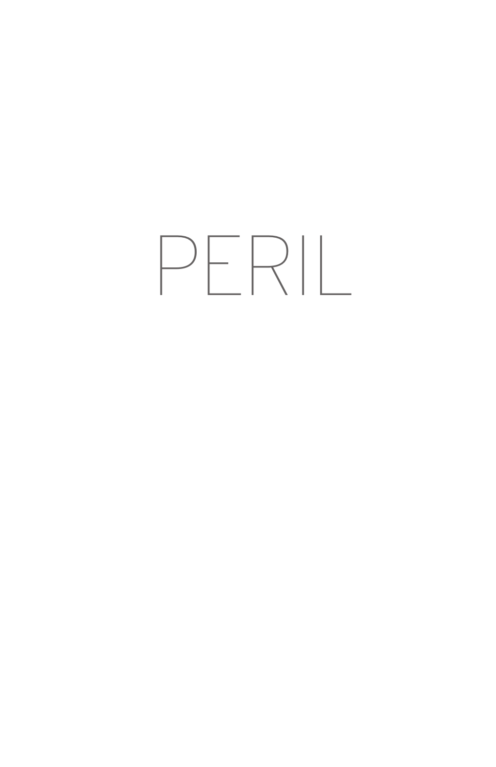# PERIL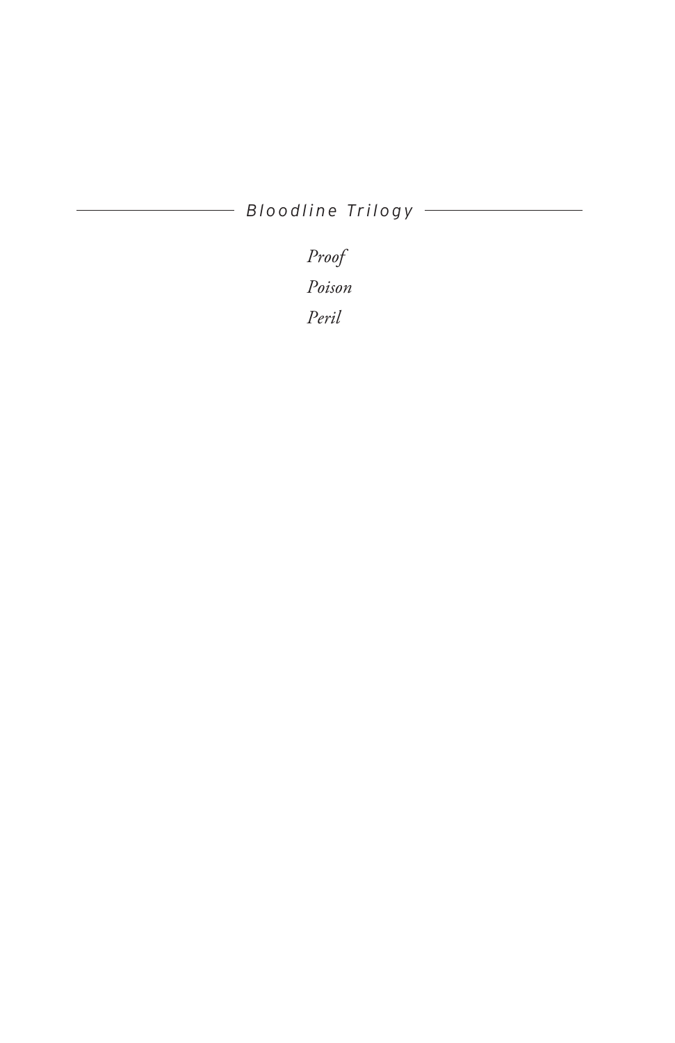*Bloodline Trilogy*

*Proof*

*Poison*

*Peril*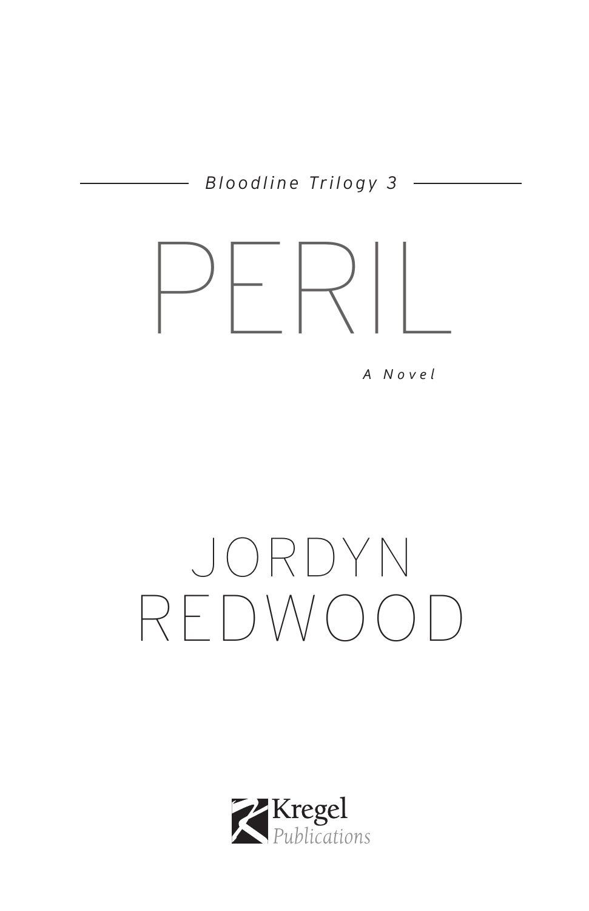*Bloodline Trilogy 3*

# PERIL

*A Novel*

## JORDYN REDWOOD

Kregel Publications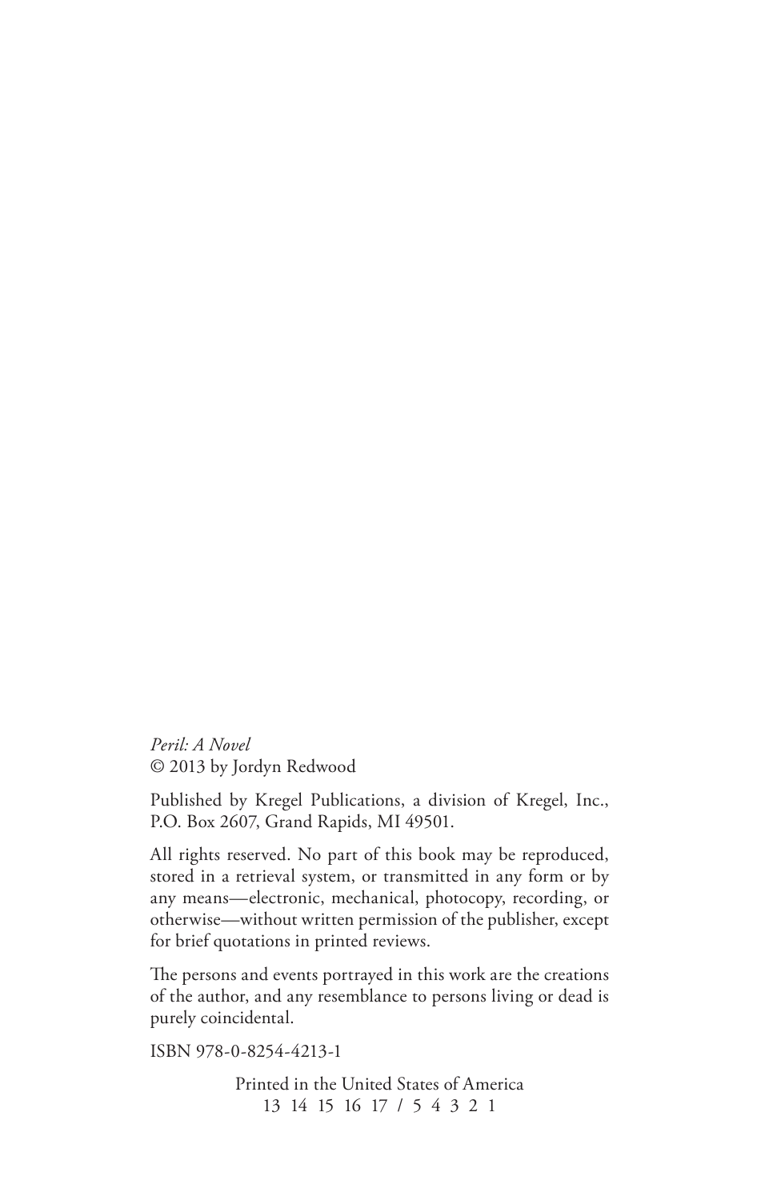*Peril: A Novel*
© 2013 by Jordyn Redwood

Published by Kregel Publications, a division of Kregel, Inc., P.O. Box 2607, Grand Rapids, MI 49501.

All rights reserved. No part of this book may be reproduced, stored in a retrieval system, or transmitted in any form or by any means—electronic, mechanical, photocopy, recording, or otherwise—without written permission of the publisher, except for brief quotations in printed reviews.

The persons and events portrayed in this work are the creations of the author, and any resemblance to persons living or dead is purely coincidental.

ISBN 978-0-8254-4213-1

Printed in the United States of America
13 14 15 16 17 / 5 4 3 2 1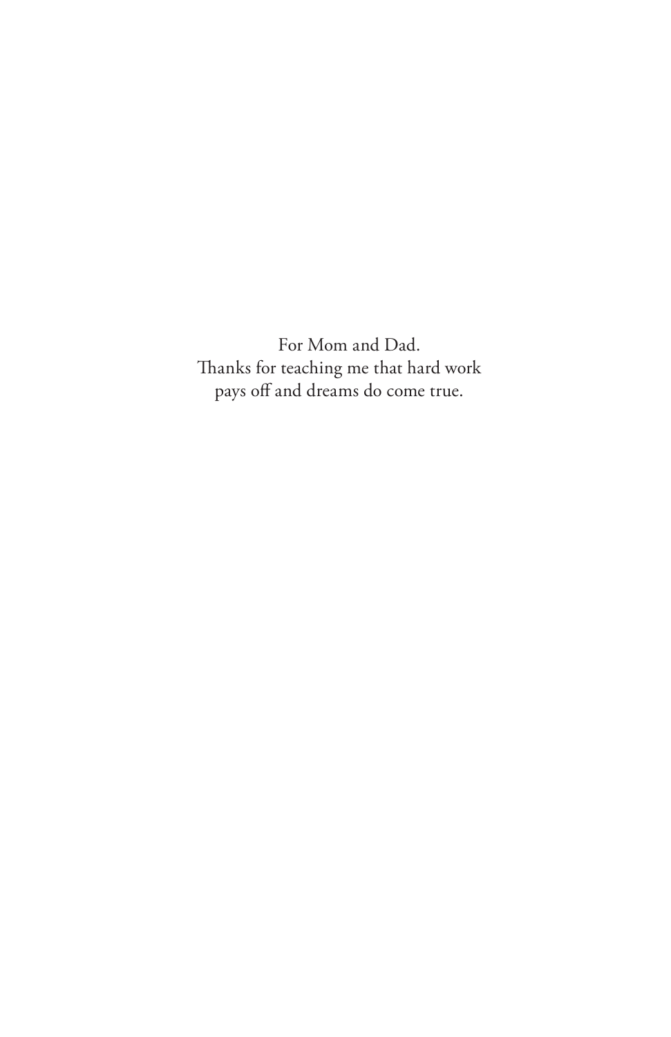For Mom and Dad.
Thanks for teaching me that hard work
pays off and dreams do come true.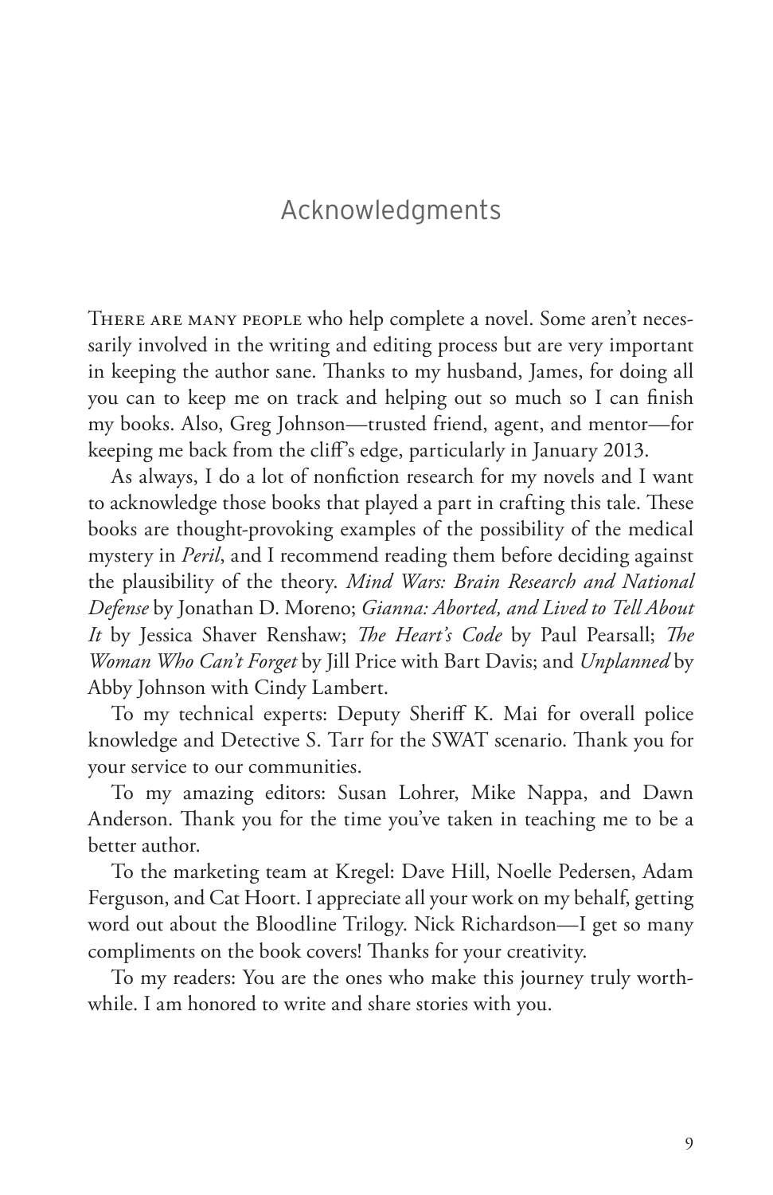# Acknowledgments

There are many people who help complete a novel. Some aren't necessarily involved in the writing and editing process but are very important in keeping the author sane. Thanks to my husband, James, for doing all you can to keep me on track and helping out so much so I can finish my books. Also, Greg Johnson—trusted friend, agent, and mentor—for keeping me back from the cliff's edge, particularly in January 2013.

As always, I do a lot of nonfiction research for my novels and I want to acknowledge those books that played a part in crafting this tale. These books are thought-provoking examples of the possibility of the medical mystery in *Peril*, and I recommend reading them before deciding against the plausibility of the theory. *Mind Wars: Brain Research and National Defense* by Jonathan D. Moreno; *Gianna: Aborted, and Lived to Tell About It* by Jessica Shaver Renshaw; *The Heart's Code* by Paul Pearsall; *The Woman Who Can't Forget* by Jill Price with Bart Davis; and *Unplanned* by Abby Johnson with Cindy Lambert.

To my technical experts: Deputy Sheriff K. Mai for overall police knowledge and Detective S. Tarr for the SWAT scenario. Thank you for your service to our communities.

To my amazing editors: Susan Lohrer, Mike Nappa, and Dawn Anderson. Thank you for the time you've taken in teaching me to be a better author.

To the marketing team at Kregel: Dave Hill, Noelle Pedersen, Adam Ferguson, and Cat Hoort. I appreciate all your work on my behalf, getting word out about the Bloodline Trilogy. Nick Richardson—I get so many compliments on the book covers! Thanks for your creativity.

To my readers: You are the ones who make this journey truly worthwhile. I am honored to write and share stories with you.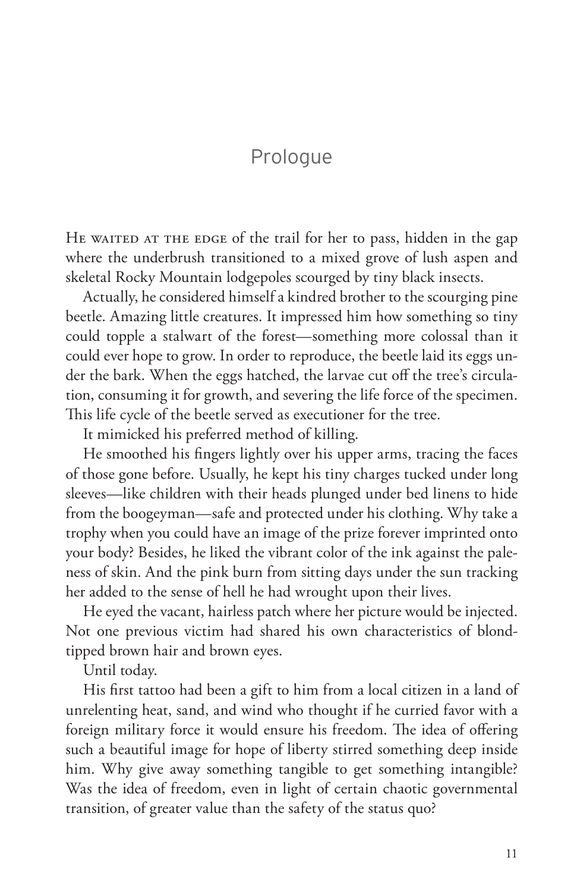# Prologue

He waited at the edge of the trail for her to pass, hidden in the gap where the underbrush transitioned to a mixed grove of lush aspen and skeletal Rocky Mountain lodgepoles scourged by tiny black insects.

Actually, he considered himself a kindred brother to the scourging pine beetle. Amazing little creatures. It impressed him how something so tiny could topple a stalwart of the forest—something more colossal than it could ever hope to grow. In order to reproduce, the beetle laid its eggs under the bark. When the eggs hatched, the larvae cut off the tree's circulation, consuming it for growth, and severing the life force of the specimen. This life cycle of the beetle served as executioner for the tree.

It mimicked his preferred method of killing.

He smoothed his fingers lightly over his upper arms, tracing the faces of those gone before. Usually, he kept his tiny charges tucked under long sleeves—like children with their heads plunged under bed linens to hide from the boogeyman—safe and protected under his clothing. Why take a trophy when you could have an image of the prize forever imprinted onto your body? Besides, he liked the vibrant color of the ink against the paleness of skin. And the pink burn from sitting days under the sun tracking her added to the sense of hell he had wrought upon their lives.

He eyed the vacant, hairless patch where her picture would be injected. Not one previous victim had shared his own characteristics of blond-tipped brown hair and brown eyes.

Until today.

His first tattoo had been a gift to him from a local citizen in a land of unrelenting heat, sand, and wind who thought if he curried favor with a foreign military force it would ensure his freedom. The idea of offering such a beautiful image for hope of liberty stirred something deep inside him. Why give away something tangible to get something intangible? Was the idea of freedom, even in light of certain chaotic governmental transition, of greater value than the safety of the status quo?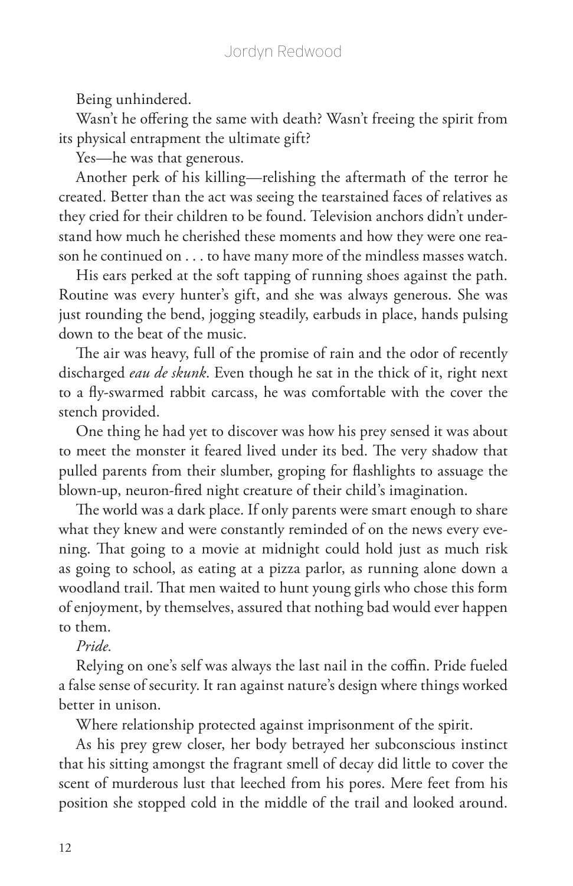Being unhindered.

Wasn't he offering the same with death? Wasn't freeing the spirit from its physical entrapment the ultimate gift?

Yes—he was that generous.

Another perk of his killing—relishing the aftermath of the terror he created. Better than the act was seeing the tearstained faces of relatives as they cried for their children to be found. Television anchors didn't understand how much he cherished these moments and how they were one reason he continued on . . . to have many more of the mindless masses watch.

His ears perked at the soft tapping of running shoes against the path. Routine was every hunter's gift, and she was always generous. She was just rounding the bend, jogging steadily, earbuds in place, hands pulsing down to the beat of the music.

The air was heavy, full of the promise of rain and the odor of recently discharged *eau de skunk*. Even though he sat in the thick of it, right next to a fly-swarmed rabbit carcass, he was comfortable with the cover the stench provided.

One thing he had yet to discover was how his prey sensed it was about to meet the monster it feared lived under its bed. The very shadow that pulled parents from their slumber, groping for flashlights to assuage the blown-up, neuron-fired night creature of their child's imagination.

The world was a dark place. If only parents were smart enough to share what they knew and were constantly reminded of on the news every evening. That going to a movie at midnight could hold just as much risk as going to school, as eating at a pizza parlor, as running alone down a woodland trail. That men waited to hunt young girls who chose this form of enjoyment, by themselves, assured that nothing bad would ever happen to them.

*Pride.*

Relying on one's self was always the last nail in the coffin. Pride fueled a false sense of security. It ran against nature's design where things worked better in unison.

Where relationship protected against imprisonment of the spirit.

As his prey grew closer, her body betrayed her subconscious instinct that his sitting amongst the fragrant smell of decay did little to cover the scent of murderous lust that leeched from his pores. Mere feet from his position she stopped cold in the middle of the trail and looked around.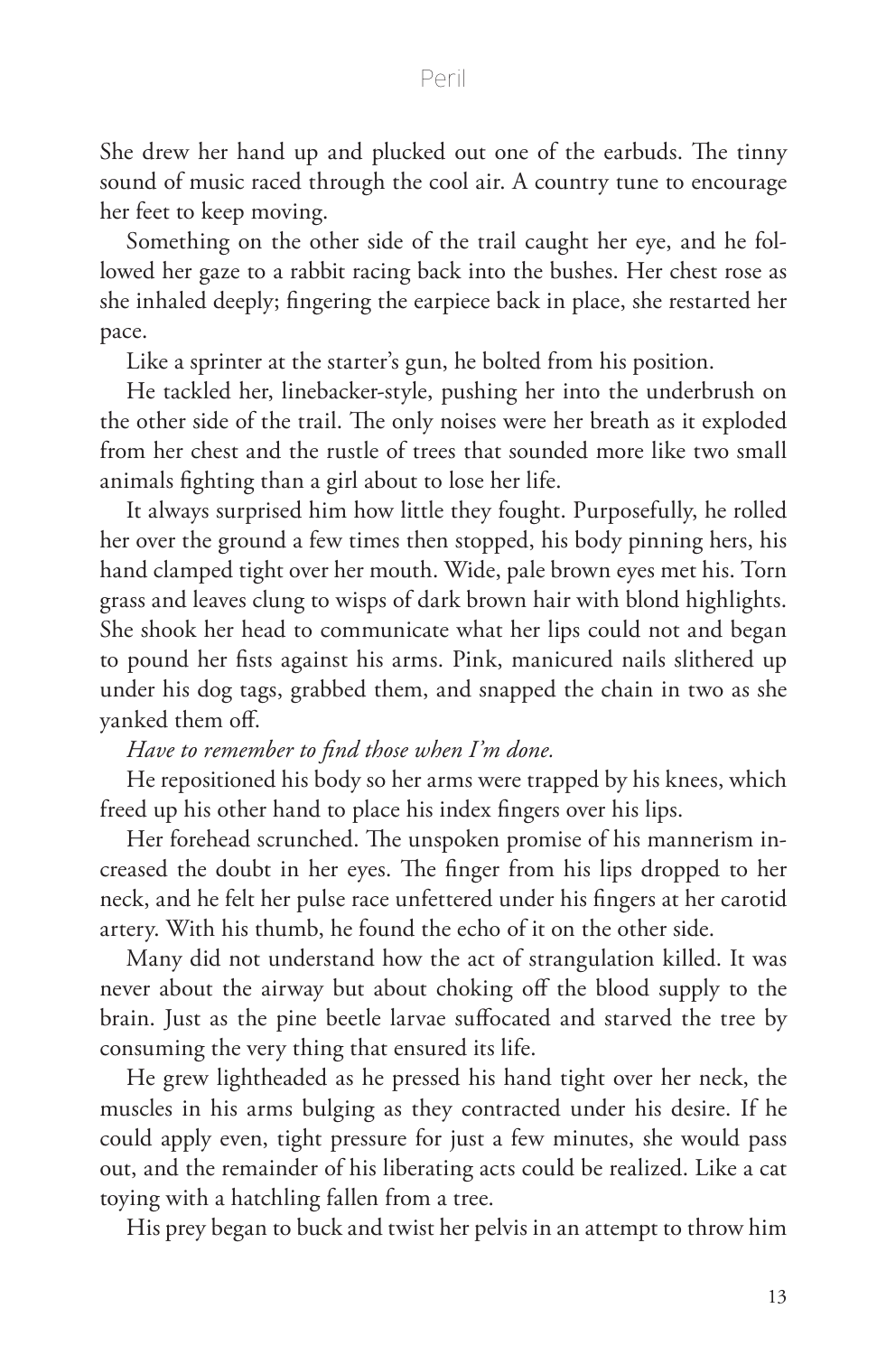She drew her hand up and plucked out one of the earbuds. The tinny sound of music raced through the cool air. A country tune to encourage her feet to keep moving.

Something on the other side of the trail caught her eye, and he followed her gaze to a rabbit racing back into the bushes. Her chest rose as she inhaled deeply; fingering the earpiece back in place, she restarted her pace.

Like a sprinter at the starter's gun, he bolted from his position.

He tackled her, linebacker-style, pushing her into the underbrush on the other side of the trail. The only noises were her breath as it exploded from her chest and the rustle of trees that sounded more like two small animals fighting than a girl about to lose her life.

It always surprised him how little they fought. Purposefully, he rolled her over the ground a few times then stopped, his body pinning hers, his hand clamped tight over her mouth. Wide, pale brown eyes met his. Torn grass and leaves clung to wisps of dark brown hair with blond highlights. She shook her head to communicate what her lips could not and began to pound her fists against his arms. Pink, manicured nails slithered up under his dog tags, grabbed them, and snapped the chain in two as she yanked them off.

*Have to remember to find those when I'm done.*

He repositioned his body so her arms were trapped by his knees, which freed up his other hand to place his index fingers over his lips.

Her forehead scrunched. The unspoken promise of his mannerism increased the doubt in her eyes. The finger from his lips dropped to her neck, and he felt her pulse race unfettered under his fingers at her carotid artery. With his thumb, he found the echo of it on the other side.

Many did not understand how the act of strangulation killed. It was never about the airway but about choking off the blood supply to the brain. Just as the pine beetle larvae suffocated and starved the tree by consuming the very thing that ensured its life.

He grew lightheaded as he pressed his hand tight over her neck, the muscles in his arms bulging as they contracted under his desire. If he could apply even, tight pressure for just a few minutes, she would pass out, and the remainder of his liberating acts could be realized. Like a cat toying with a hatchling fallen from a tree.

His prey began to buck and twist her pelvis in an attempt to throw him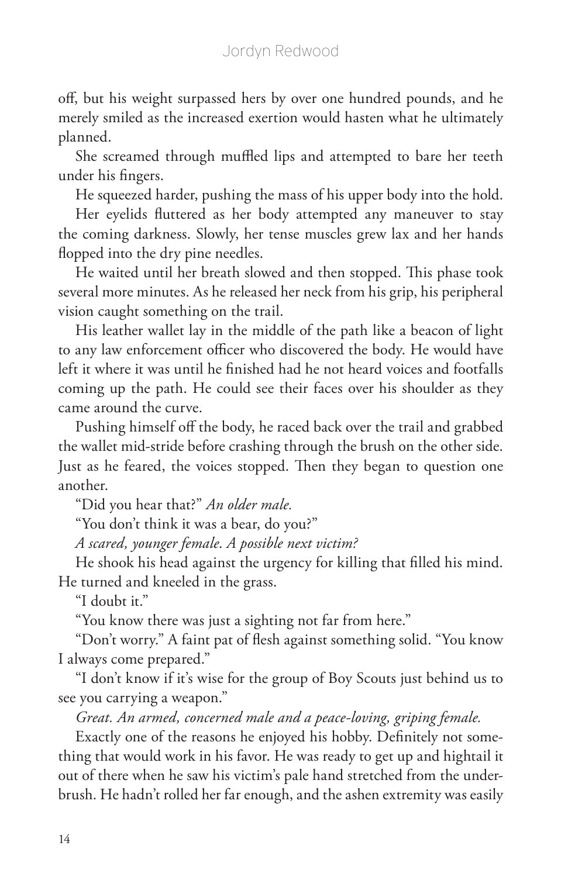off, but his weight surpassed hers by over one hundred pounds, and he merely smiled as the increased exertion would hasten what he ultimately planned.

She screamed through muffled lips and attempted to bare her teeth under his fingers.

He squeezed harder, pushing the mass of his upper body into the hold.

Her eyelids fluttered as her body attempted any maneuver to stay the coming darkness. Slowly, her tense muscles grew lax and her hands flopped into the dry pine needles.

He waited until her breath slowed and then stopped. This phase took several more minutes. As he released her neck from his grip, his peripheral vision caught something on the trail.

His leather wallet lay in the middle of the path like a beacon of light to any law enforcement officer who discovered the body. He would have left it where it was until he finished had he not heard voices and footfalls coming up the path. He could see their faces over his shoulder as they came around the curve.

Pushing himself off the body, he raced back over the trail and grabbed the wallet mid-stride before crashing through the brush on the other side. Just as he feared, the voices stopped. Then they began to question one another.

"Did you hear that?" *An older male.*

"You don't think it was a bear, do you?"

*A scared, younger female. A possible next victim?*

He shook his head against the urgency for killing that filled his mind. He turned and kneeled in the grass.

"I doubt it."

"You know there was just a sighting not far from here."

"Don't worry." A faint pat of flesh against something solid. "You know I always come prepared."

"I don't know if it's wise for the group of Boy Scouts just behind us to see you carrying a weapon."

*Great. An armed, concerned male and a peace-loving, griping female.*

Exactly one of the reasons he enjoyed his hobby. Definitely not something that would work in his favor. He was ready to get up and hightail it out of there when he saw his victim's pale hand stretched from the underbrush. He hadn't rolled her far enough, and the ashen extremity was easily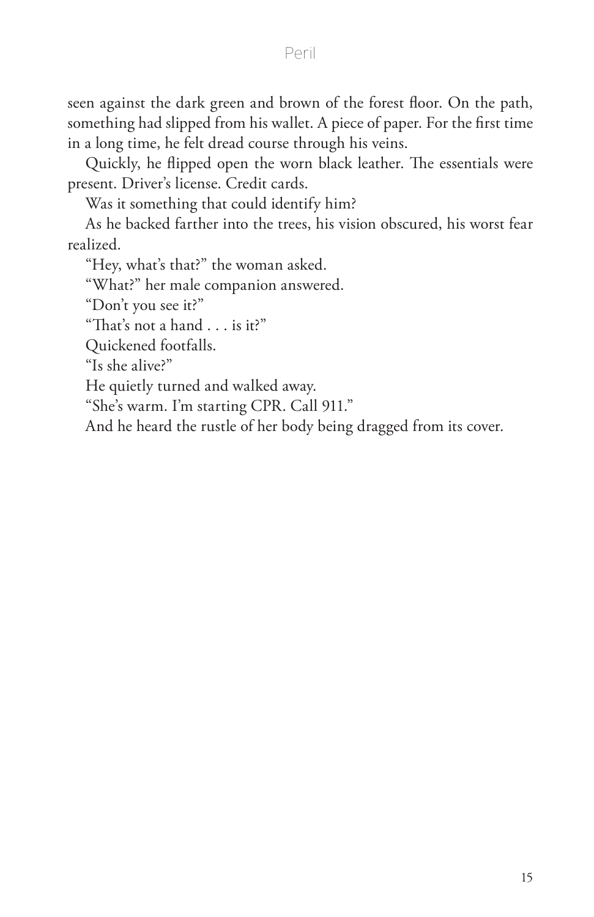seen against the dark green and brown of the forest floor. On the path, something had slipped from his wallet. A piece of paper. For the first time in a long time, he felt dread course through his veins.

Quickly, he flipped open the worn black leather. The essentials were present. Driver's license. Credit cards.

Was it something that could identify him?

As he backed farther into the trees, his vision obscured, his worst fear realized.

"Hey, what's that?" the woman asked.

"What?" her male companion answered.

"Don't you see it?"

"That's not a hand . . . is it?"

Quickened footfalls.

"Is she alive?"

He quietly turned and walked away.

"She's warm. I'm starting CPR. Call 911."

And he heard the rustle of her body being dragged from its cover.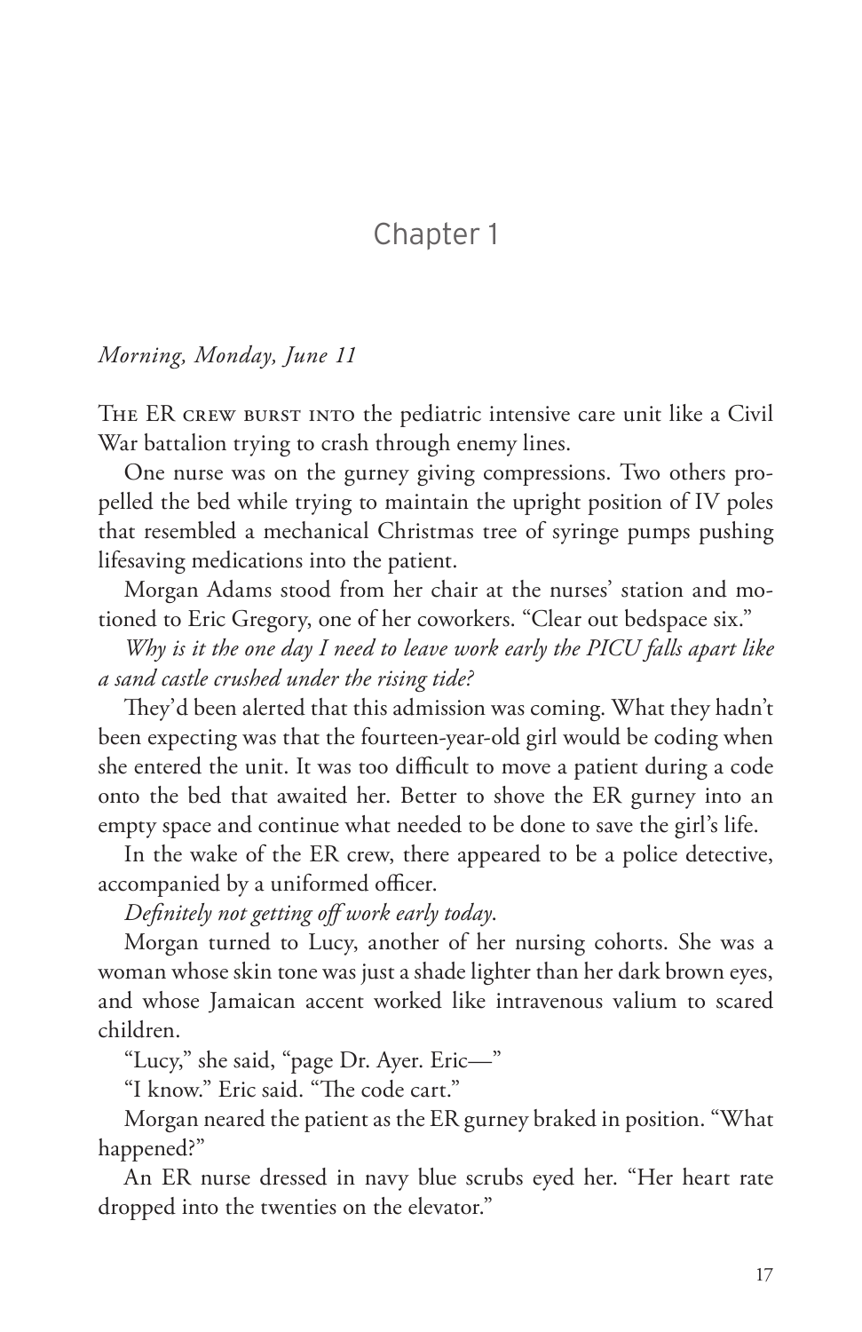# Chapter 1

*Morning, Monday, June 11*

The ER crew burst into the pediatric intensive care unit like a Civil War battalion trying to crash through enemy lines.

One nurse was on the gurney giving compressions. Two others propelled the bed while trying to maintain the upright position of IV poles that resembled a mechanical Christmas tree of syringe pumps pushing lifesaving medications into the patient.

Morgan Adams stood from her chair at the nurses' station and motioned to Eric Gregory, one of her coworkers. "Clear out bedspace six."

*Why is it the one day I need to leave work early the PICU falls apart like a sand castle crushed under the rising tide?*

They'd been alerted that this admission was coming. What they hadn't been expecting was that the fourteen-year-old girl would be coding when she entered the unit. It was too difficult to move a patient during a code onto the bed that awaited her. Better to shove the ER gurney into an empty space and continue what needed to be done to save the girl's life.

In the wake of the ER crew, there appeared to be a police detective, accompanied by a uniformed officer.

*Definitely not getting off work early today.*

Morgan turned to Lucy, another of her nursing cohorts. She was a woman whose skin tone was just a shade lighter than her dark brown eyes, and whose Jamaican accent worked like intravenous valium to scared children.

"Lucy," she said, "page Dr. Ayer. Eric—"

"I know." Eric said. "The code cart."

Morgan neared the patient as the ER gurney braked in position. "What happened?"

An ER nurse dressed in navy blue scrubs eyed her. "Her heart rate dropped into the twenties on the elevator."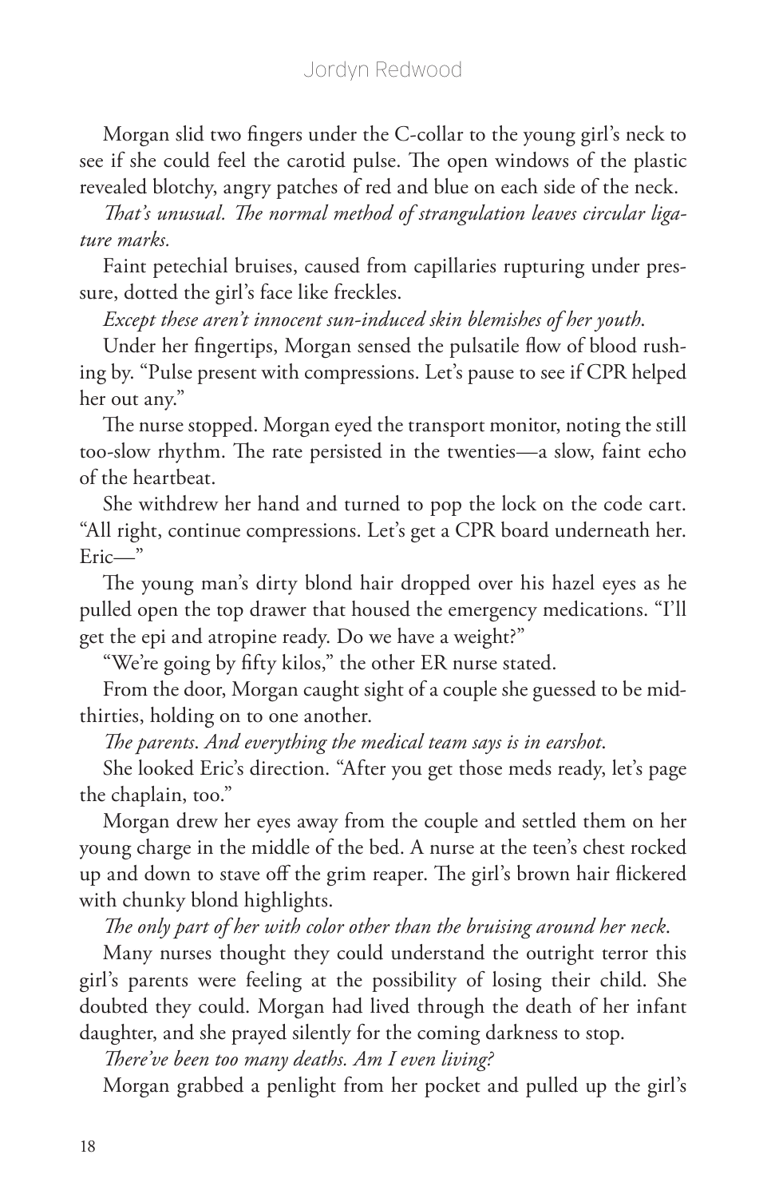Morgan slid two fingers under the C-collar to the young girl's neck to see if she could feel the carotid pulse. The open windows of the plastic revealed blotchy, angry patches of red and blue on each side of the neck.

*That's unusual. The normal method of strangulation leaves circular ligature marks.*

Faint petechial bruises, caused from capillaries rupturing under pressure, dotted the girl's face like freckles.

*Except these aren't innocent sun-induced skin blemishes of her youth.*

Under her fingertips, Morgan sensed the pulsatile flow of blood rushing by. "Pulse present with compressions. Let's pause to see if CPR helped her out any."

The nurse stopped. Morgan eyed the transport monitor, noting the still too-slow rhythm. The rate persisted in the twenties—a slow, faint echo of the heartbeat.

She withdrew her hand and turned to pop the lock on the code cart. "All right, continue compressions. Let's get a CPR board underneath her. Eric—"

The young man's dirty blond hair dropped over his hazel eyes as he pulled open the top drawer that housed the emergency medications. "I'll get the epi and atropine ready. Do we have a weight?"

"We're going by fifty kilos," the other ER nurse stated.

From the door, Morgan caught sight of a couple she guessed to be mid-thirties, holding on to one another.

*The parents. And everything the medical team says is in earshot.*

She looked Eric's direction. "After you get those meds ready, let's page the chaplain, too."

Morgan drew her eyes away from the couple and settled them on her young charge in the middle of the bed. A nurse at the teen's chest rocked up and down to stave off the grim reaper. The girl's brown hair flickered with chunky blond highlights.

*The only part of her with color other than the bruising around her neck.*

Many nurses thought they could understand the outright terror this girl's parents were feeling at the possibility of losing their child. She doubted they could. Morgan had lived through the death of her infant daughter, and she prayed silently for the coming darkness to stop.

*There've been too many deaths. Am I even living?*

Morgan grabbed a penlight from her pocket and pulled up the girl's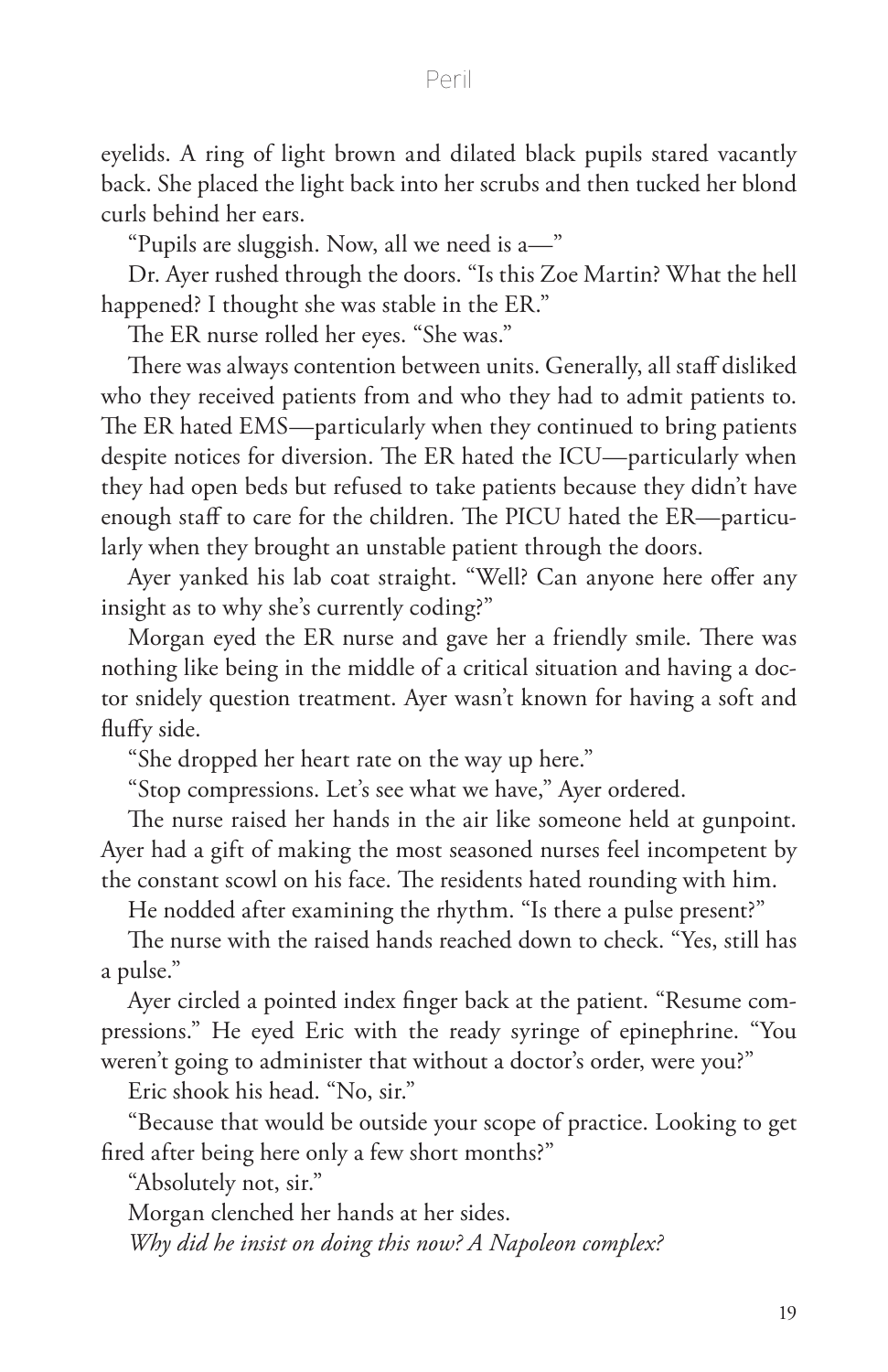eyelids. A ring of light brown and dilated black pupils stared vacantly back. She placed the light back into her scrubs and then tucked her blond curls behind her ears.

"Pupils are sluggish. Now, all we need is a—"

Dr. Ayer rushed through the doors. "Is this Zoe Martin? What the hell happened? I thought she was stable in the ER."

The ER nurse rolled her eyes. "She was."

There was always contention between units. Generally, all staff disliked who they received patients from and who they had to admit patients to. The ER hated EMS—particularly when they continued to bring patients despite notices for diversion. The ER hated the ICU—particularly when they had open beds but refused to take patients because they didn't have enough staff to care for the children. The PICU hated the ER—particularly when they brought an unstable patient through the doors.

Ayer yanked his lab coat straight. "Well? Can anyone here offer any insight as to why she's currently coding?"

Morgan eyed the ER nurse and gave her a friendly smile. There was nothing like being in the middle of a critical situation and having a doctor snidely question treatment. Ayer wasn't known for having a soft and fluffy side.

"She dropped her heart rate on the way up here."

"Stop compressions. Let's see what we have," Ayer ordered.

The nurse raised her hands in the air like someone held at gunpoint. Ayer had a gift of making the most seasoned nurses feel incompetent by the constant scowl on his face. The residents hated rounding with him.

He nodded after examining the rhythm. "Is there a pulse present?"

The nurse with the raised hands reached down to check. "Yes, still has a pulse."

Ayer circled a pointed index finger back at the patient. "Resume compressions." He eyed Eric with the ready syringe of epinephrine. "You weren't going to administer that without a doctor's order, were you?"

Eric shook his head. "No, sir."

"Because that would be outside your scope of practice. Looking to get fired after being here only a few short months?"

"Absolutely not, sir."

Morgan clenched her hands at her sides.

*Why did he insist on doing this now? A Napoleon complex?*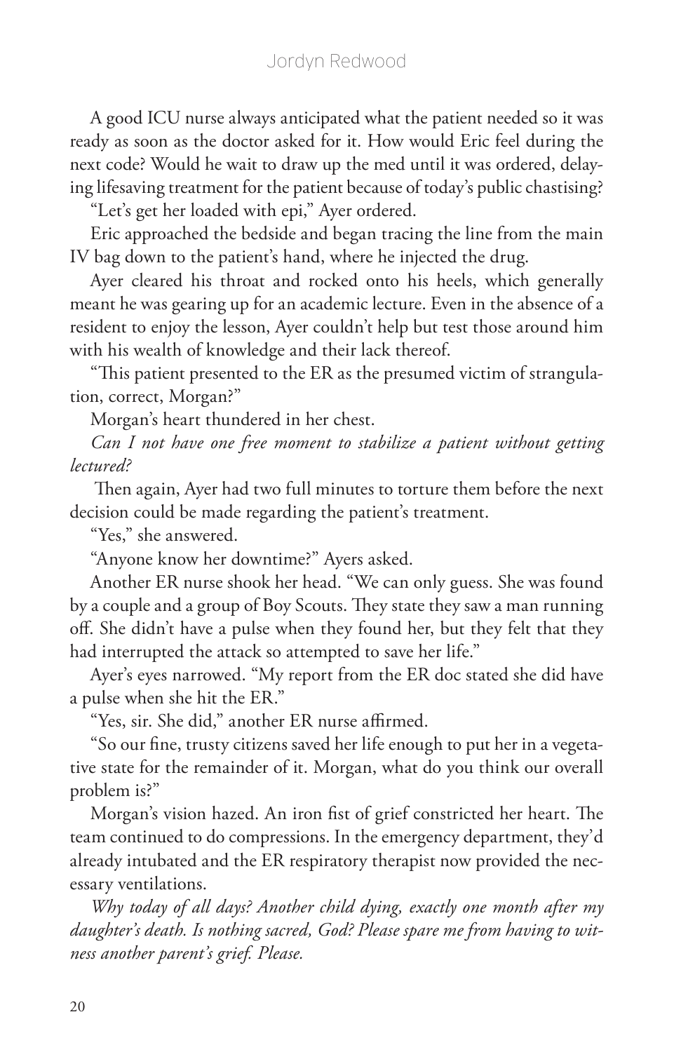A good ICU nurse always anticipated what the patient needed so it was ready as soon as the doctor asked for it. How would Eric feel during the next code? Would he wait to draw up the med until it was ordered, delaying lifesaving treatment for the patient because of today's public chastising?

"Let's get her loaded with epi," Ayer ordered.

Eric approached the bedside and began tracing the line from the main IV bag down to the patient's hand, where he injected the drug.

Ayer cleared his throat and rocked onto his heels, which generally meant he was gearing up for an academic lecture. Even in the absence of a resident to enjoy the lesson, Ayer couldn't help but test those around him with his wealth of knowledge and their lack thereof.

"This patient presented to the ER as the presumed victim of strangulation, correct, Morgan?"

Morgan's heart thundered in her chest.

*Can I not have one free moment to stabilize a patient without getting lectured?*

Then again, Ayer had two full minutes to torture them before the next decision could be made regarding the patient's treatment.

"Yes," she answered.

"Anyone know her downtime?" Ayers asked.

Another ER nurse shook her head. "We can only guess. She was found by a couple and a group of Boy Scouts. They state they saw a man running off. She didn't have a pulse when they found her, but they felt that they had interrupted the attack so attempted to save her life."

Ayer's eyes narrowed. "My report from the ER doc stated she did have a pulse when she hit the ER."

"Yes, sir. She did," another ER nurse affirmed.

"So our fine, trusty citizens saved her life enough to put her in a vegetative state for the remainder of it. Morgan, what do you think our overall problem is?"

Morgan's vision hazed. An iron fist of grief constricted her heart. The team continued to do compressions. In the emergency department, they'd already intubated and the ER respiratory therapist now provided the necessary ventilations.

*Why today of all days? Another child dying, exactly one month after my daughter's death. Is nothing sacred, God? Please spare me from having to witness another parent's grief. Please.*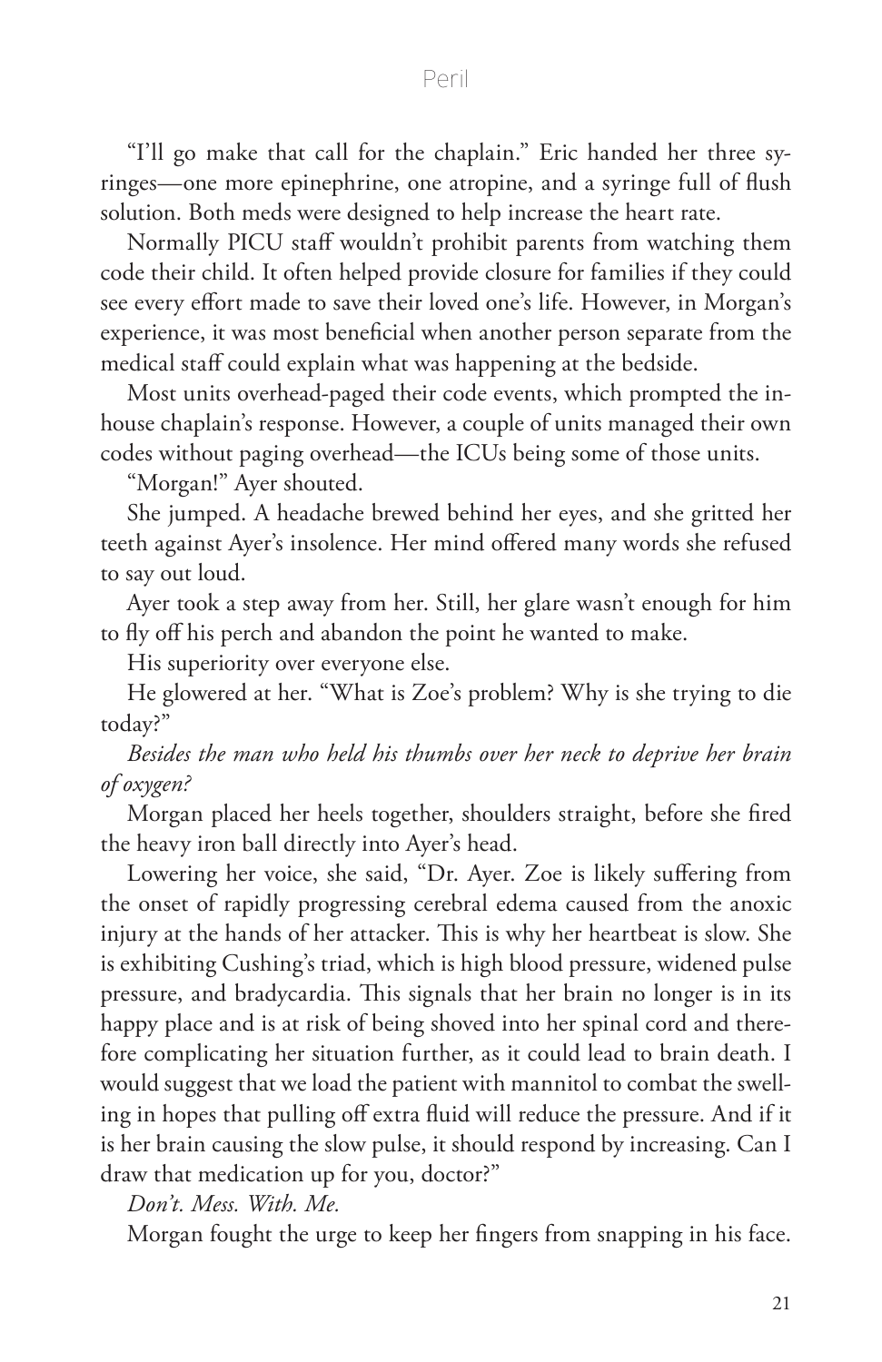"I'll go make that call for the chaplain." Eric handed her three syringes—one more epinephrine, one atropine, and a syringe full of flush solution. Both meds were designed to help increase the heart rate.

Normally PICU staff wouldn't prohibit parents from watching them code their child. It often helped provide closure for families if they could see every effort made to save their loved one's life. However, in Morgan's experience, it was most beneficial when another person separate from the medical staff could explain what was happening at the bedside.

Most units overhead-paged their code events, which prompted the in-house chaplain's response. However, a couple of units managed their own codes without paging overhead—the ICUs being some of those units.

"Morgan!" Ayer shouted.

She jumped. A headache brewed behind her eyes, and she gritted her teeth against Ayer's insolence. Her mind offered many words she refused to say out loud.

Ayer took a step away from her. Still, her glare wasn't enough for him to fly off his perch and abandon the point he wanted to make.

His superiority over everyone else.

He glowered at her. "What is Zoe's problem? Why is she trying to die today?"

*Besides the man who held his thumbs over her neck to deprive her brain of oxygen?*

Morgan placed her heels together, shoulders straight, before she fired the heavy iron ball directly into Ayer's head.

Lowering her voice, she said, "Dr. Ayer. Zoe is likely suffering from the onset of rapidly progressing cerebral edema caused from the anoxic injury at the hands of her attacker. This is why her heartbeat is slow. She is exhibiting Cushing's triad, which is high blood pressure, widened pulse pressure, and bradycardia. This signals that her brain no longer is in its happy place and is at risk of being shoved into her spinal cord and therefore complicating her situation further, as it could lead to brain death. I would suggest that we load the patient with mannitol to combat the swelling in hopes that pulling off extra fluid will reduce the pressure. And if it is her brain causing the slow pulse, it should respond by increasing. Can I draw that medication up for you, doctor?"

*Don't. Mess. With. Me.*

Morgan fought the urge to keep her fingers from snapping in his face.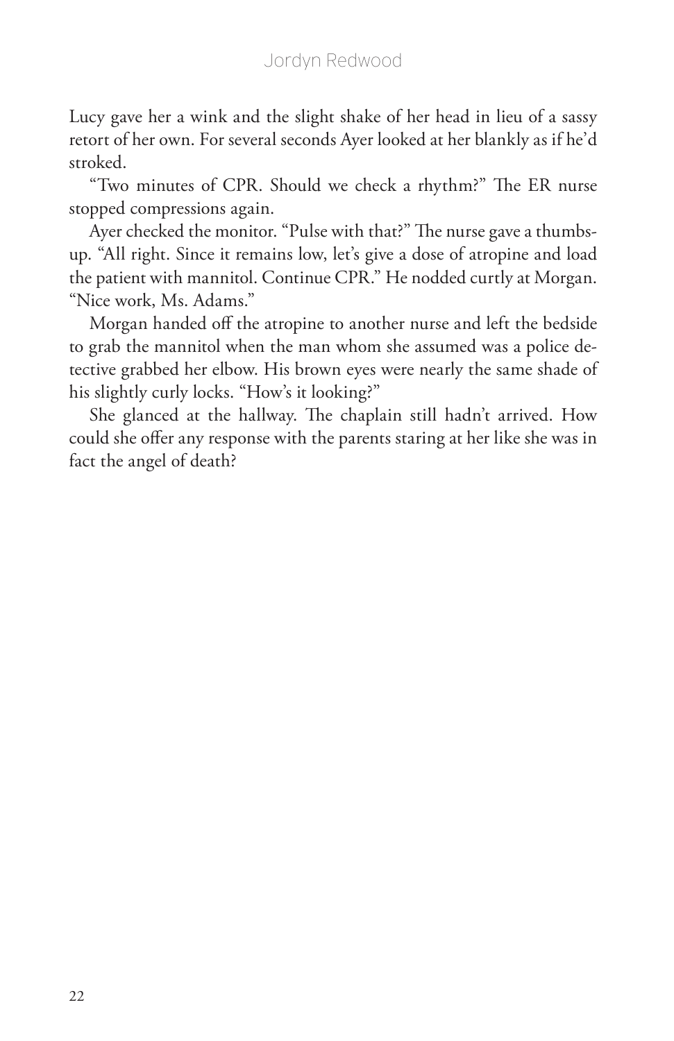Lucy gave her a wink and the slight shake of her head in lieu of a sassy retort of her own. For several seconds Ayer looked at her blankly as if he'd stroked.

"Two minutes of CPR. Should we check a rhythm?" The ER nurse stopped compressions again.

Ayer checked the monitor. "Pulse with that?" The nurse gave a thumbs-up. "All right. Since it remains low, let's give a dose of atropine and load the patient with mannitol. Continue CPR." He nodded curtly at Morgan. "Nice work, Ms. Adams."

Morgan handed off the atropine to another nurse and left the bedside to grab the mannitol when the man whom she assumed was a police detective grabbed her elbow. His brown eyes were nearly the same shade of his slightly curly locks. "How's it looking?"

She glanced at the hallway. The chaplain still hadn't arrived. How could she offer any response with the parents staring at her like she was in fact the angel of death?